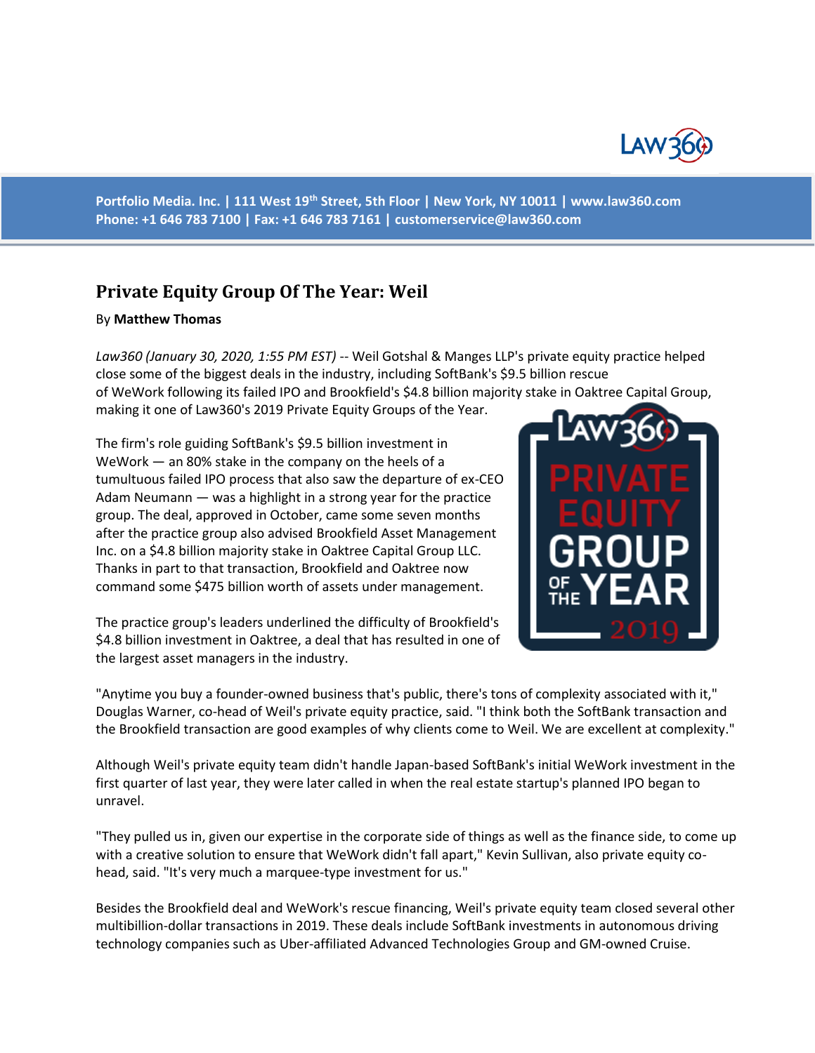Portfolio Media. Inc. | 111 West 19th Street, 5th Floor | New York, NY 10011 | www.law360.com
Phone: +1 646 783 7100 | Fax: +1 646 783 7161 | customerservice@law360.com

# Private Equity Group Of The Year: Weil

By **Matthew Thomas**

*Law360 (January 30, 2020, 1:55 PM EST)* -- Weil Gotshal & Manges LLP's private equity practice helped close some of the biggest deals in the industry, including SoftBank's $9.5 billion rescue of WeWork following its failed IPO and Brookfield's $4.8 billion majority stake in Oaktree Capital Group, making it one of Law360's 2019 Private Equity Groups of the Year.

The firm's role guiding SoftBank's $9.5 billion investment in WeWork — an 80% stake in the company on the heels of a tumultuous failed IPO process that also saw the departure of ex-CEO Adam Neumann — was a highlight in a strong year for the practice group. The deal, approved in October, came some seven months after the practice group also advised Brookfield Asset Management Inc. on a $4.8 billion majority stake in Oaktree Capital Group LLC. Thanks in part to that transaction, Brookfield and Oaktree now command some $475 billion worth of assets under management.

The practice group's leaders underlined the difficulty of Brookfield's $4.8 billion investment in Oaktree, a deal that has resulted in one of the largest asset managers in the industry.

"Anytime you buy a founder-owned business that's public, there's tons of complexity associated with it," Douglas Warner, co-head of Weil's private equity practice, said. "I think both the SoftBank transaction and the Brookfield transaction are good examples of why clients come to Weil. We are excellent at complexity."

Although Weil's private equity team didn't handle Japan-based SoftBank's initial WeWork investment in the first quarter of last year, they were later called in when the real estate startup's planned IPO began to unravel.

"They pulled us in, given our expertise in the corporate side of things as well as the finance side, to come up with a creative solution to ensure that WeWork didn't fall apart," Kevin Sullivan, also private equity co-head, said. "It's very much a marquee-type investment for us."

Besides the Brookfield deal and WeWork's rescue financing, Weil's private equity team closed several other multibillion-dollar transactions in 2019. These deals include SoftBank investments in autonomous driving technology companies such as Uber-affiliated Advanced Technologies Group and GM-owned Cruise.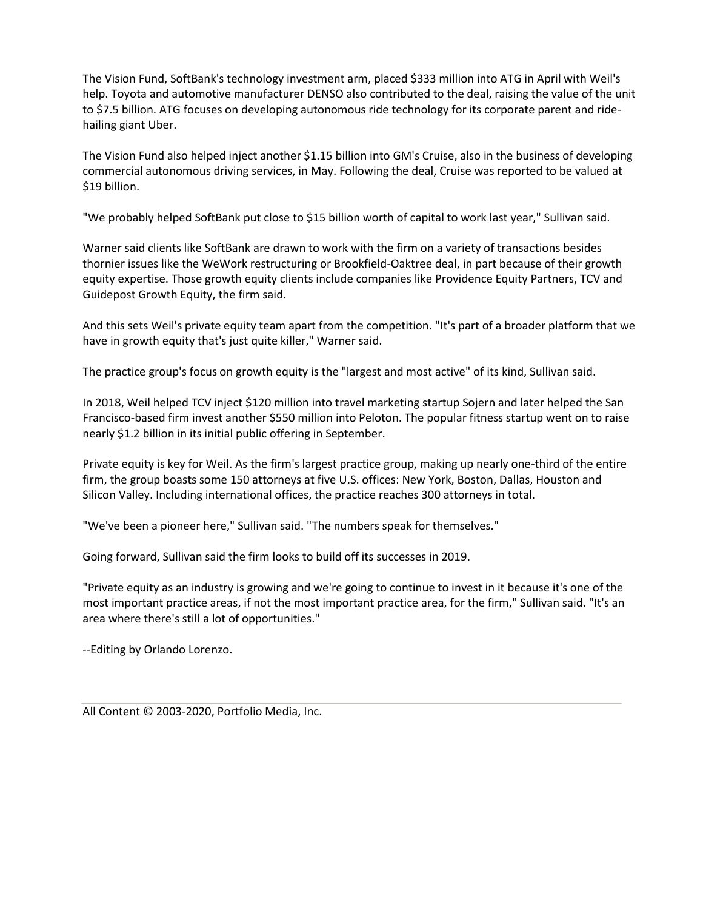The Vision Fund, SoftBank's technology investment arm, placed $333 million into ATG in April with Weil's help. Toyota and automotive manufacturer DENSO also contributed to the deal, raising the value of the unit to $7.5 billion. ATG focuses on developing autonomous ride technology for its corporate parent and ride-hailing giant Uber.

The Vision Fund also helped inject another $1.15 billion into GM's Cruise, also in the business of developing commercial autonomous driving services, in May. Following the deal, Cruise was reported to be valued at $19 billion.

"We probably helped SoftBank put close to $15 billion worth of capital to work last year," Sullivan said.

Warner said clients like SoftBank are drawn to work with the firm on a variety of transactions besides thornier issues like the WeWork restructuring or Brookfield-Oaktree deal, in part because of their growth equity expertise. Those growth equity clients include companies like Providence Equity Partners, TCV and Guidepost Growth Equity, the firm said.

And this sets Weil's private equity team apart from the competition. "It's part of a broader platform that we have in growth equity that's just quite killer," Warner said.

The practice group's focus on growth equity is the "largest and most active" of its kind, Sullivan said.

In 2018, Weil helped TCV inject $120 million into travel marketing startup Sojern and later helped the San Francisco-based firm invest another $550 million into Peloton. The popular fitness startup went on to raise nearly $1.2 billion in its initial public offering in September.

Private equity is key for Weil. As the firm's largest practice group, making up nearly one-third of the entire firm, the group boasts some 150 attorneys at five U.S. offices: New York, Boston, Dallas, Houston and Silicon Valley. Including international offices, the practice reaches 300 attorneys in total.

"We've been a pioneer here," Sullivan said. "The numbers speak for themselves."

Going forward, Sullivan said the firm looks to build off its successes in 2019.

"Private equity as an industry is growing and we're going to continue to invest in it because it's one of the most important practice areas, if not the most important practice area, for the firm," Sullivan said. "It's an area where there's still a lot of opportunities."

--Editing by Orlando Lorenzo.

All Content © 2003-2020, Portfolio Media, Inc.